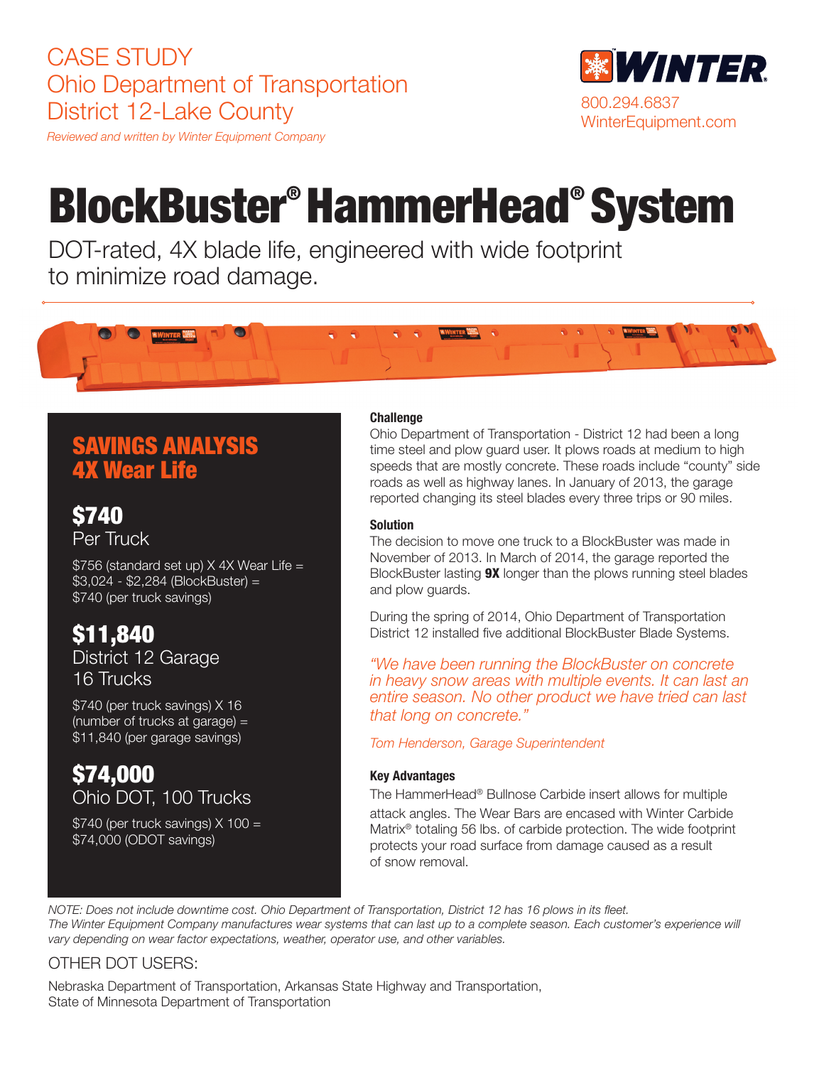CASE STUDY
Ohio Department of Transportation
District 12-Lake County

*Reviewed and written by Winter Equipment Company*

WINTER
800.294.6837
WinterEquipment.com

# BlockBuster® HammerHead® System

DOT-rated, 4X blade life, engineered with wide footprint to minimize road damage.

## SAVINGS ANALYSIS 4X Wear Life

### $740
Per Truck

$756 (standard set up) X 4X Wear Life = $3,024 - $2,284 (BlockBuster) = $740 (per truck savings)

### $11,840
District 12 Garage
16 Trucks

$740 (per truck savings) X 16 (number of trucks at garage) = $11,840 (per garage savings)

### $74,000
Ohio DOT, 100 Trucks

$740 (per truck savings) X 100 = $74,000 (ODOT savings)

**Challenge**

Ohio Department of Transportation - District 12 had been a long time steel and plow guard user. It plows roads at medium to high speeds that are mostly concrete. These roads include "county" side roads as well as highway lanes. In January of 2013, the garage reported changing its steel blades every three trips or 90 miles.

**Solution**

The decision to move one truck to a BlockBuster was made in November of 2013. In March of 2014, the garage reported the BlockBuster lasting **9X** longer than the plows running steel blades and plow guards.

During the spring of 2014, Ohio Department of Transportation District 12 installed five additional BlockBuster Blade Systems.

*"We have been running the BlockBuster on concrete in heavy snow areas with multiple events. It can last an entire season. No other product we have tried can last that long on concrete."*

*Tom Henderson, Garage Superintendent*

**Key Advantages**

The HammerHead® Bullnose Carbide insert allows for multiple attack angles. The Wear Bars are encased with Winter Carbide Matrix® totaling 56 lbs. of carbide protection. The wide footprint protects your road surface from damage caused as a result of snow removal.

*NOTE: Does not include downtime cost. Ohio Department of Transportation, District 12 has 16 plows in its fleet. The Winter Equipment Company manufactures wear systems that can last up to a complete season. Each customer's experience will vary depending on wear factor expectations, weather, operator use, and other variables.*

OTHER DOT USERS:

Nebraska Department of Transportation, Arkansas State Highway and Transportation, State of Minnesota Department of Transportation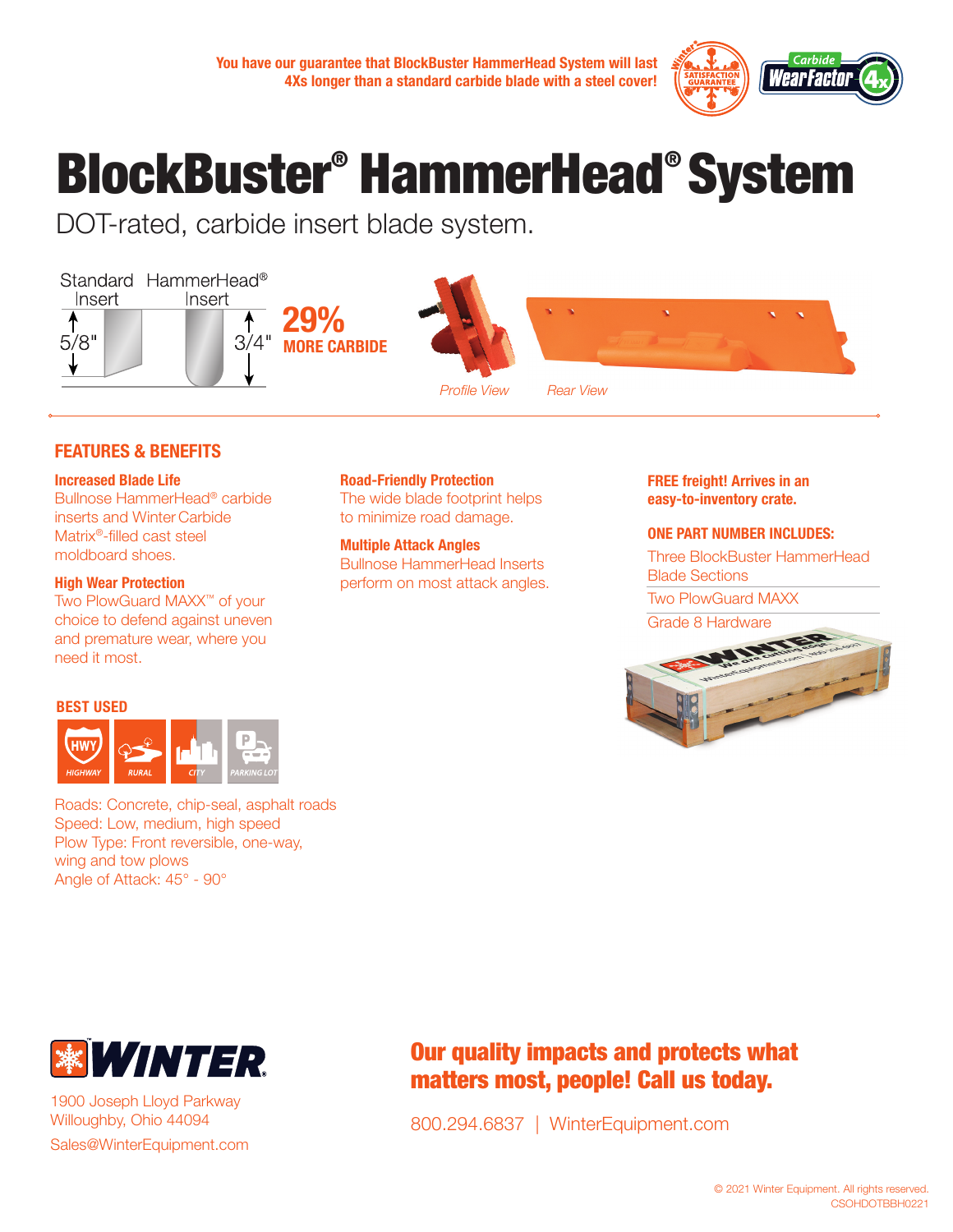You have our guarantee that BlockBuster HammerHead System will last 4Xs longer than a standard carbide blade with a steel cover!

Winter® Satisfaction Guarantee

Carbide Wear Factor 4x

# BlockBuster® HammerHead® System

DOT-rated, carbide insert blade system.

Standard Insert 5/8"

HammerHead® Insert 3/4"

**29% MORE CARBIDE**

*Profile View*

*Rear View*

## FEATURES & BENEFITS

**Increased Blade Life**
Bullnose HammerHead® carbide inserts and Winter Carbide Matrix®-filled cast steel moldboard shoes.

**High Wear Protection**
Two PlowGuard MAXX™ of your choice to defend against uneven and premature wear, where you need it most.

**Road-Friendly Protection**
The wide blade footprint helps to minimize road damage.

**Multiple Attack Angles**
Bullnose HammerHead Inserts perform on most attack angles.

**FREE freight! Arrives in an easy-to-inventory crate.**

**ONE PART NUMBER INCLUDES:**

- Three BlockBuster HammerHead Blade Sections
- Two PlowGuard MAXX
- Grade 8 Hardware

### BEST USED

HIGHWAY | RURAL | CITY | PARKING LOT

Roads: Concrete, chip-seal, asphalt roads
Speed: Low, medium, high speed
Plow Type: Front reversible, one-way, wing and tow plows
Angle of Attack: 45° - 90°

WINTER®

1900 Joseph Lloyd Parkway
Willoughby, Ohio 44094
Sales@WinterEquipment.com

**Our quality impacts and protects what matters most, people! Call us today.**

800.294.6837 | WinterEquipment.com

© 2021 Winter Equipment. All rights reserved.
CSOHDOTBBH0221